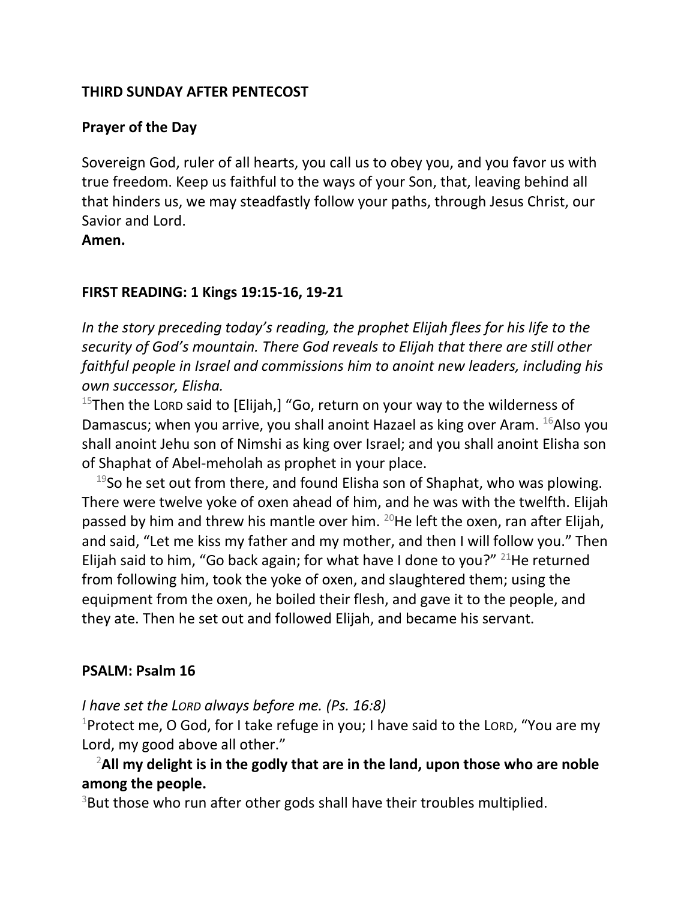**THIRD SUNDAY AFTER PENTECOST**

**Prayer of the Day**

Sovereign God, ruler of all hearts, you call us to obey you, and you favor us with true freedom. Keep us faithful to the ways of your Son, that, leaving behind all that hinders us, we may steadfastly follow your paths, through Jesus Christ, our Savior and Lord.
**Amen.**

**FIRST READING: 1 Kings 19:15-16, 19-21**

*In the story preceding today's reading, the prophet Elijah flees for his life to the security of God's mountain. There God reveals to Elijah that there are still other faithful people in Israel and commissions him to anoint new leaders, including his own successor, Elisha.*

[15]Then the LORD said to [Elijah,] "Go, return on your way to the wilderness of Damascus; when you arrive, you shall anoint Hazael as king over Aram. [16]Also you shall anoint Jehu son of Nimshi as king over Israel; and you shall anoint Elisha son of Shaphat of Abel-meholah as prophet in your place.

[19]So he set out from there, and found Elisha son of Shaphat, who was plowing. There were twelve yoke of oxen ahead of him, and he was with the twelfth. Elijah passed by him and threw his mantle over him. [20]He left the oxen, ran after Elijah, and said, "Let me kiss my father and my mother, and then I will follow you." Then Elijah said to him, "Go back again; for what have I done to you?" [21]He returned from following him, took the yoke of oxen, and slaughtered them; using the equipment from the oxen, he boiled their flesh, and gave it to the people, and they ate. Then he set out and followed Elijah, and became his servant.

**PSALM: Psalm 16**

*I have set the LORD always before me. (Ps. 16:8)*

[1]Protect me, O God, for I take refuge in you; I have said to the LORD, "You are my Lord, my good above all other."

[2]**All my delight is in the godly that are in the land, upon those who are noble among the people.**

[3]But those who run after other gods shall have their troubles multiplied.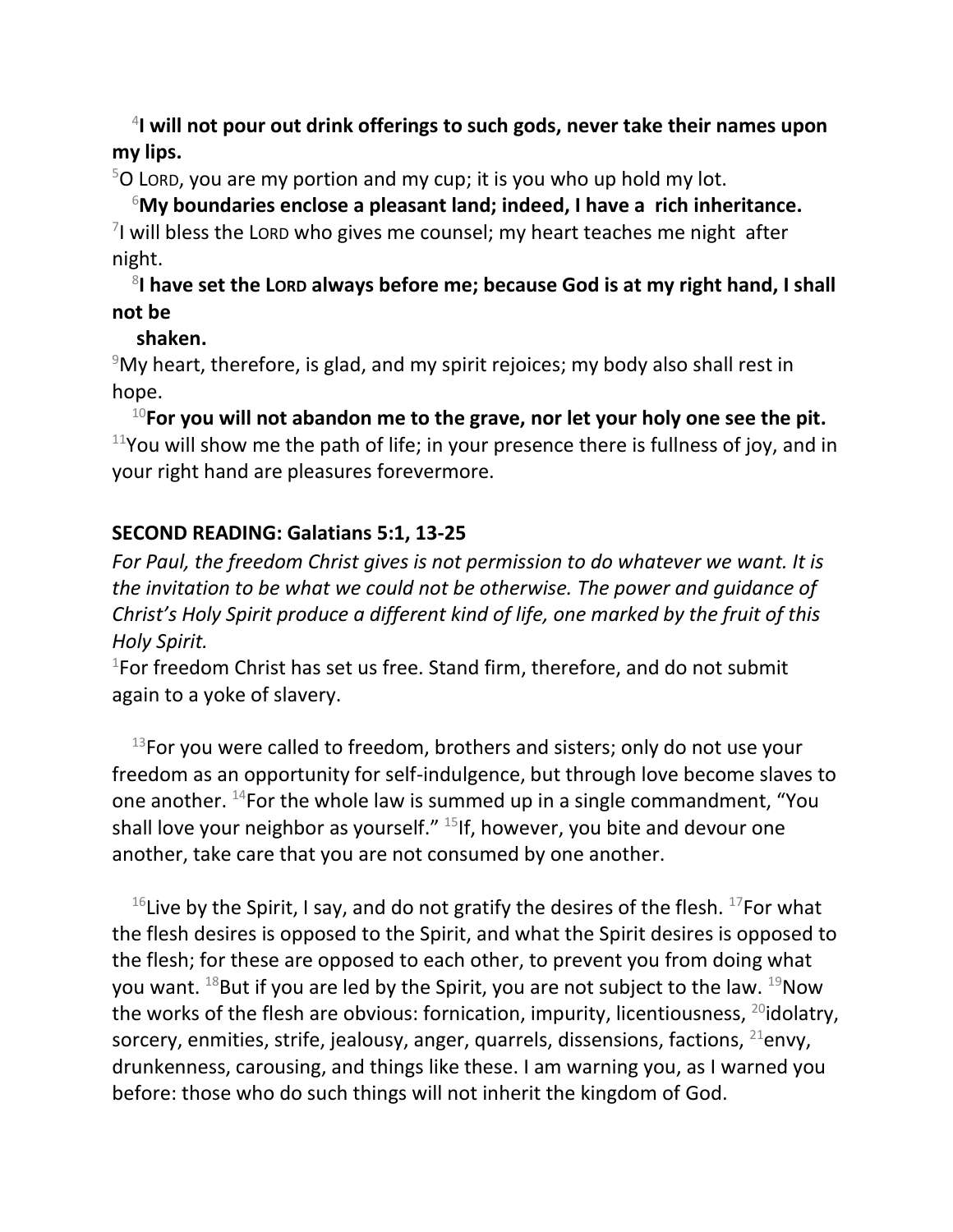[4]**I will not pour out drink offerings to such gods, never take their names upon my lips.**

[5]O LORD, you are my portion and my cup; it is you who up hold my lot.

[6]**My boundaries enclose a pleasant land; indeed, I have a rich inheritance.**

[7]I will bless the LORD who gives me counsel; my heart teaches me night after night.

[8]**I have set the LORD always before me; because God is at my right hand, I shall not be shaken.**

[9]My heart, therefore, is glad, and my spirit rejoices; my body also shall rest in hope.

[10]**For you will not abandon me to the grave, nor let your holy one see the pit.**

[11]You will show me the path of life; in your presence there is fullness of joy, and in your right hand are pleasures forevermore.

**SECOND READING: Galatians 5:1, 13-25**

*For Paul, the freedom Christ gives is not permission to do whatever we want. It is the invitation to be what we could not be otherwise. The power and guidance of Christ's Holy Spirit produce a different kind of life, one marked by the fruit of this Holy Spirit.*

[1]For freedom Christ has set us free. Stand firm, therefore, and do not submit again to a yoke of slavery.

[13]For you were called to freedom, brothers and sisters; only do not use your freedom as an opportunity for self-indulgence, but through love become slaves to one another. [14]For the whole law is summed up in a single commandment, "You shall love your neighbor as yourself." [15]If, however, you bite and devour one another, take care that you are not consumed by one another.

[16]Live by the Spirit, I say, and do not gratify the desires of the flesh. [17]For what the flesh desires is opposed to the Spirit, and what the Spirit desires is opposed to the flesh; for these are opposed to each other, to prevent you from doing what you want. [18]But if you are led by the Spirit, you are not subject to the law. [19]Now the works of the flesh are obvious: fornication, impurity, licentiousness, [20]idolatry, sorcery, enmities, strife, jealousy, anger, quarrels, dissensions, factions, [21]envy, drunkenness, carousing, and things like these. I am warning you, as I warned you before: those who do such things will not inherit the kingdom of God.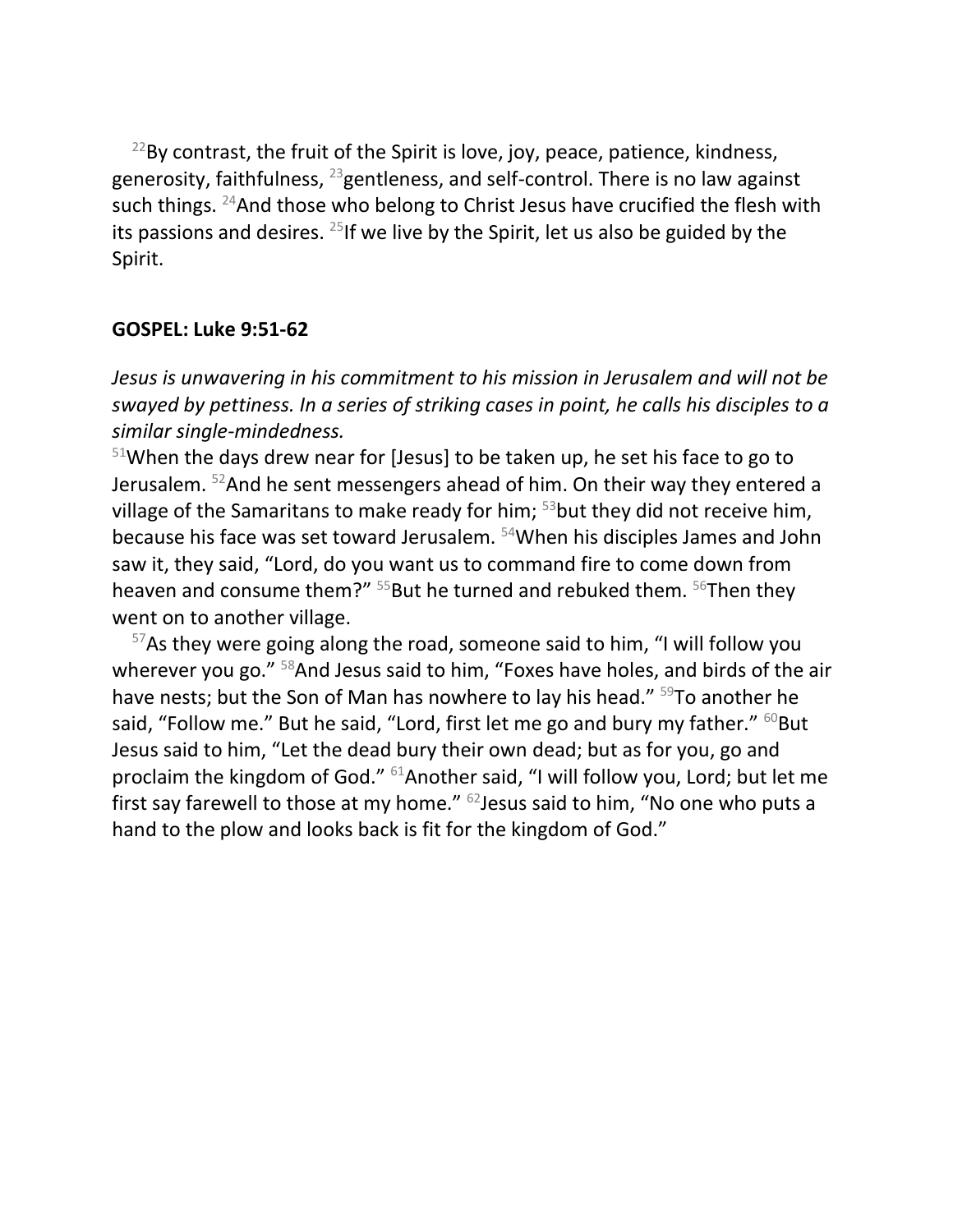[22]By contrast, the fruit of the Spirit is love, joy, peace, patience, kindness, generosity, faithfulness, [23]gentleness, and self-control. There is no law against such things. [24]And those who belong to Christ Jesus have crucified the flesh with its passions and desires. [25]If we live by the Spirit, let us also be guided by the Spirit.

**GOSPEL: Luke 9:51-62**

*Jesus is unwavering in his commitment to his mission in Jerusalem and will not be swayed by pettiness. In a series of striking cases in point, he calls his disciples to a similar single-mindedness.*

[51]When the days drew near for [Jesus] to be taken up, he set his face to go to Jerusalem. [52]And he sent messengers ahead of him. On their way they entered a village of the Samaritans to make ready for him; [53]but they did not receive him, because his face was set toward Jerusalem. [54]When his disciples James and John saw it, they said, "Lord, do you want us to command fire to come down from heaven and consume them?" [55]But he turned and rebuked them. [56]Then they went on to another village.

[57]As they were going along the road, someone said to him, "I will follow you wherever you go." [58]And Jesus said to him, "Foxes have holes, and birds of the air have nests; but the Son of Man has nowhere to lay his head." [59]To another he said, "Follow me." But he said, "Lord, first let me go and bury my father." [60]But Jesus said to him, "Let the dead bury their own dead; but as for you, go and proclaim the kingdom of God." [61]Another said, "I will follow you, Lord; but let me first say farewell to those at my home." [62]Jesus said to him, "No one who puts a hand to the plow and looks back is fit for the kingdom of God."